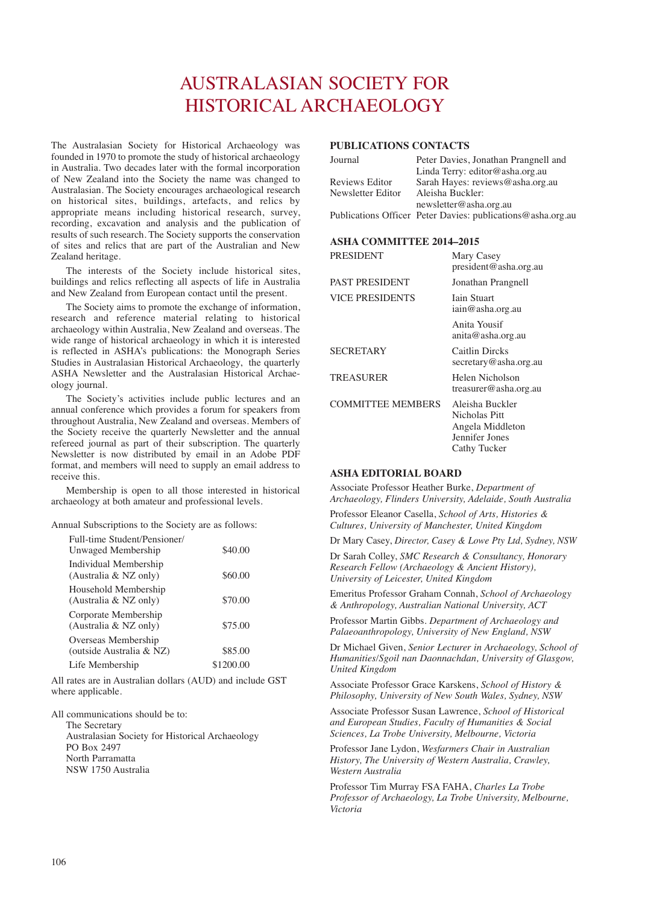# AUSTRALASIAN SOCIETY FOR HISTORICAL ARCHAEOLOGY

The Australasian Society for Historical Archaeology was founded in 1970 to promote the study of historical archaeology in Australia. Two decades later with the formal incorporation of New Zealand into the Society the name was changed to Australasian. The Society encourages archaeological research on historical sites, buildings, artefacts, and relics by appropriate means including historical research, survey, recording, excavation and analysis and the publication of results of such research. The Society supports the conservation of sites and relics that are part of the Australian and New Zealand heritage.

The interests of the Society include historical sites, buildings and relics reflecting all aspects of life in Australia and New Zealand from European contact until the present.

The Society aims to promote the exchange of information, research and reference material relating to historical archaeology within Australia, New Zealand and overseas. The wide range of historical archaeology in which it is interested is reflected in ASHA's publications: the Monograph Series Studies in Australasian Historical Archaeology, the quarterly ASHA Newsletter and the Australasian Historical Archaeology journal.

The Society's activities include public lectures and an annual conference which provides a forum for speakers from throughout Australia, New Zealand and overseas. Members of the Society receive the quarterly Newsletter and the annual refereed journal as part of their subscription. The quarterly Newsletter is now distributed by email in an Adobe PDF format, and members will need to supply an email address to receive this.

Membership is open to all those interested in historical archaeology at both amateur and professional levels.

Annual Subscriptions to the Society are as follows:

| Membership | Rate |
|---|---|
| Full-time Student/Pensioner/ Unwaged Membership | $40.00 |
| Individual Membership (Australia & NZ only) | $60.00 |
| Household Membership (Australia & NZ only) | $70.00 |
| Corporate Membership (Australia & NZ only) | $75.00 |
| Overseas Membership (outside Australia & NZ) | $85.00 |
| Life Membership | $1200.00 |

All rates are in Australian dollars (AUD) and include GST where applicable.

All communications should be to:

The Secretary
Australasian Society for Historical Archaeology
PO Box 2497
North Parramatta
NSW 1750 Australia

## PUBLICATIONS CONTACTS

| | |
|---|---|
| Journal | Peter Davies, Jonathan Prangnell and Linda Terry: editor@asha.org.au |
| Reviews Editor | Sarah Hayes: reviews@asha.org.au |
| Newsletter Editor | Aleisha Buckler: newsletter@asha.org.au |
| Publications Officer | Peter Davies: publications@asha.org.au |

## ASHA COMMITTEE 2014–2015

| | |
|---|---|
| PRESIDENT | Mary Casey president@asha.org.au |
| PAST PRESIDENT | Jonathan Prangnell |
| VICE PRESIDENTS | Iain Stuart iain@asha.org.au |
| | Anita Yousif anita@asha.org.au |
| SECRETARY | Caitlin Dircks secretary@asha.org.au |
| TREASURER | Helen Nicholson treasurer@asha.org.au |
| COMMITTEE MEMBERS | Aleisha Buckler, Nicholas Pitt, Angela Middleton, Jennifer Jones, Cathy Tucker |

## ASHA EDITORIAL BOARD

Associate Professor Heather Burke, *Department of Archaeology, Flinders University, Adelaide, South Australia*

Professor Eleanor Casella, *School of Arts, Histories & Cultures, University of Manchester, United Kingdom*

Dr Mary Casey, *Director, Casey & Lowe Pty Ltd, Sydney, NSW*

Dr Sarah Colley, *SMC Research & Consultancy, Honorary Research Fellow (Archaeology & Ancient History), University of Leicester, United Kingdom*

Emeritus Professor Graham Connah, *School of Archaeology & Anthropology, Australian National University, ACT*

Professor Martin Gibbs. *Department of Archaeology and Palaeoanthropology, University of New England, NSW*

Dr Michael Given, *Senior Lecturer in Archaeology, School of Humanities/Sgoil nan Daonnachdan, University of Glasgow, United Kingdom*

Associate Professor Grace Karskens, *School of History & Philosophy, University of New South Wales, Sydney, NSW*

Associate Professor Susan Lawrence, *School of Historical and European Studies, Faculty of Humanities & Social Sciences, La Trobe University, Melbourne, Victoria*

Professor Jane Lydon, *Wesfarmers Chair in Australian History, The University of Western Australia, Crawley, Western Australia*

Professor Tim Murray FSA FAHA, *Charles La Trobe Professor of Archaeology, La Trobe University, Melbourne, Victoria*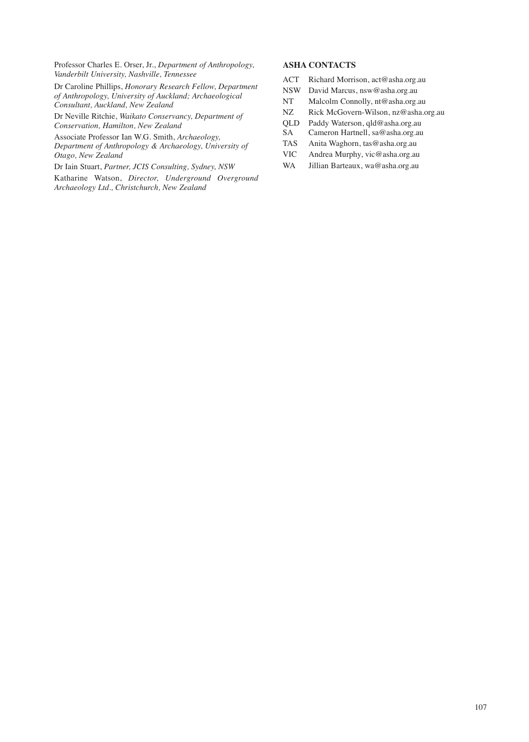Professor Charles E. Orser, Jr., *Department of Anthropology, Vanderbilt University, Nashville, Tennessee*

Dr Caroline Phillips, *Honorary Research Fellow, Department of Anthropology, University of Auckland; Archaeological Consultant, Auckland, New Zealand*

Dr Neville Ritchie, *Waikato Conservancy, Department of Conservation, Hamilton, New Zealand*

Associate Professor Ian W.G. Smith, *Archaeology, Department of Anthropology & Archaeology, University of Otago, New Zealand*

Dr Iain Stuart, *Partner, JCIS Consulting, Sydney, NSW*

Katharine Watson, *Director, Underground Overground Archaeology Ltd., Christchurch, New Zealand*

**ASHA CONTACTS**

| | |
|---|---|
| ACT | Richard Morrison, act@asha.org.au |
| NSW | David Marcus, nsw@asha.org.au |
| NT | Malcolm Connolly, nt@asha.org.au |
| NZ | Rick McGovern-Wilson, nz@asha.org.au |
| QLD | Paddy Waterson, qld@asha.org.au |
| SA | Cameron Hartnell, sa@asha.org.au |
| TAS | Anita Waghorn, tas@asha.org.au |
| VIC | Andrea Murphy, vic@asha.org.au |
| WA | Jillian Barteaux, wa@asha.org.au |